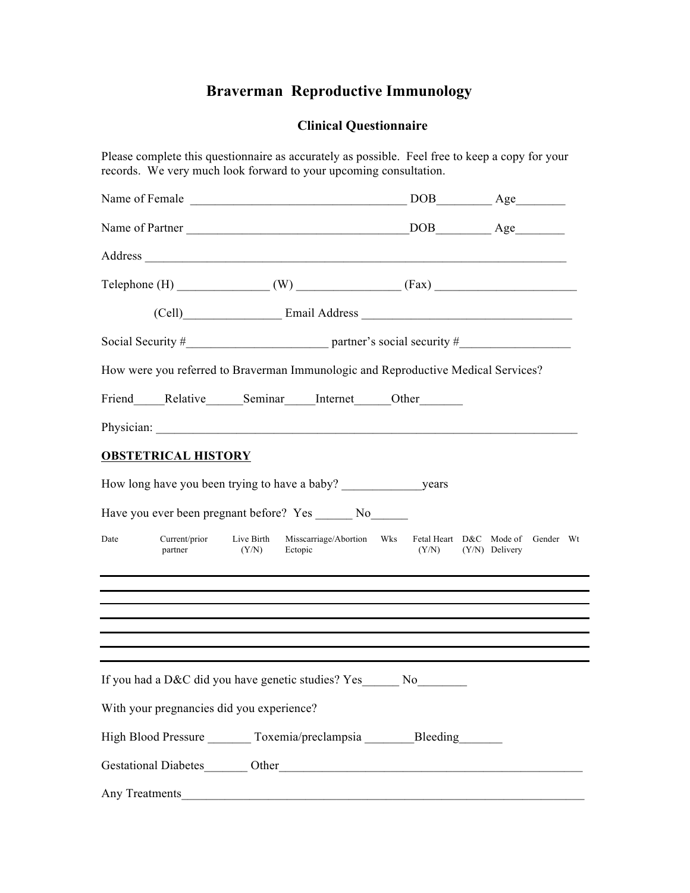# Braverman Reproductive Immunology

## Clinical Questionnaire

Please complete this questionnaire as accurately as possible. Feel free to keep a copy for your records. We very much look forward to your upcoming consultation.

Name of Female ___________________________________ DOB_________ Age________

Name of Partner ____________________________________DOB_________ Age________

Address ______________________________________________________________________

Telephone (H) _______________ (W) _________________ (Fax) _______________________

(Cell)________________ Email Address __________________________________

Social Security #_______________________ partner's social security #__________________

How were you referred to Braverman Immunologic and Reproductive Medical Services?

Friend_____Relative______Seminar_____Internet______Other_______

Physician: _______________________________________________________________________

**OBSTETRICAL HISTORY**

How long have you been trying to have a baby? _____________years

Have you ever been pregnant before? Yes ______ No______

| Date | Current/prior partner | Live Birth (Y/N) | Misscarriage/Abortion Ectopic | Wks | Fetal Heart (Y/N) | D&C (Y/N) | Mode of Delivery | Gender | Wt |
|---|---|---|---|---|---|---|---|---|---|
| | | | | | | | | | |
| | | | | | | | | | |
| | | | | | | | | | |
| | | | | | | | | | |
| | | | | | | | | | |
| | | | | | | | | | |

If you had a D&C did you have genetic studies? Yes______ No________

With your pregnancies did you experience?

High Blood Pressure _______ Toxemia/preclampsia ________Bleeding_______

Gestational Diabetes_______ Other__________________________________________________

Any Treatments_______________________________________________________________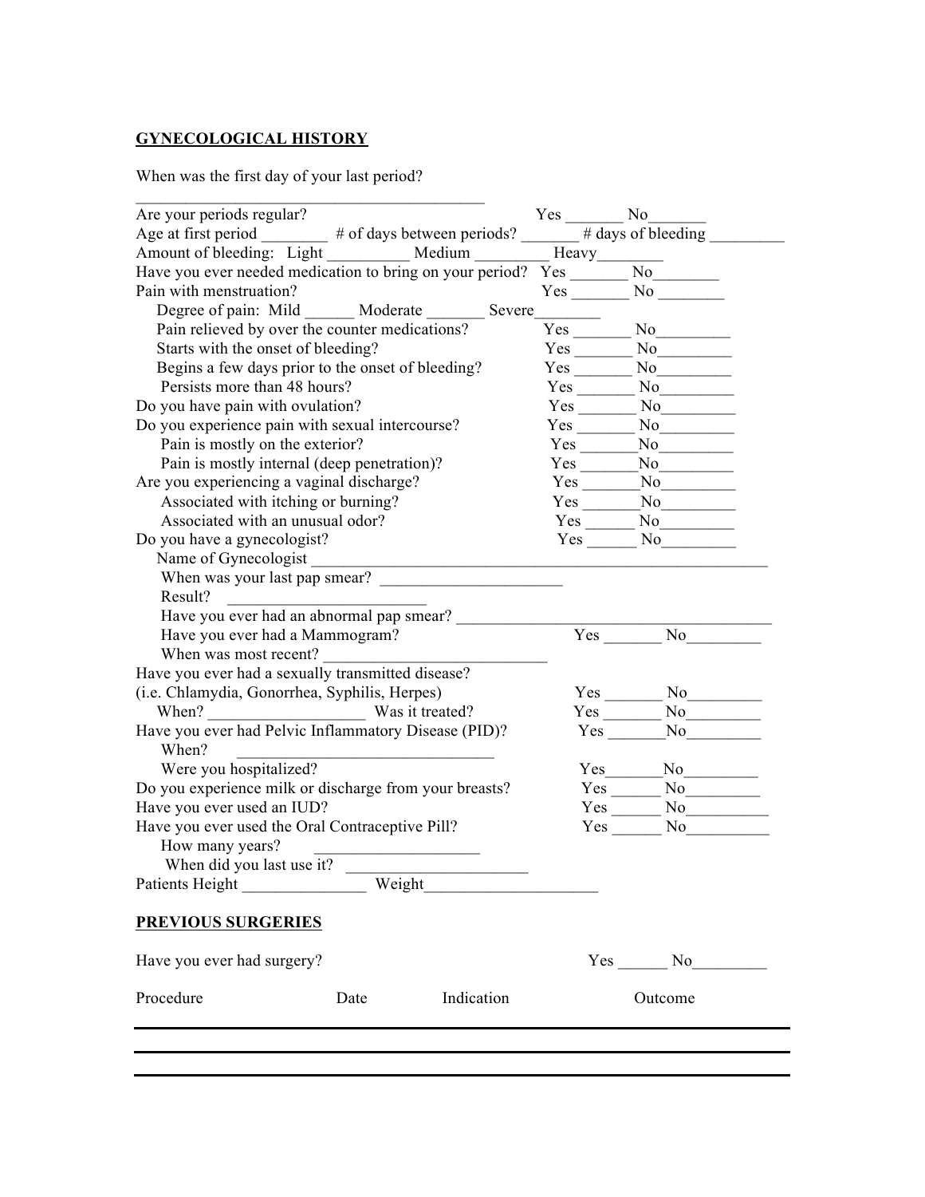## GYNECOLOGICAL HISTORY

When was the first day of your last period?
____________________________________________

Are your periods regular? Yes _______ No_______

Age at first period ________ # of days between periods? _______ # days of bleeding _________

Amount of bleeding: Light __________ Medium _________ Heavy________

Have you ever needed medication to bring on your period? Yes _______ No________

Pain with menstruation? Yes _______ No ________

- Degree of pain: Mild ______ Moderate _______ Severe________
- Pain relieved by over the counter medications? Yes _______ No_________
- Starts with the onset of bleeding? Yes _______ No_________
- Begins a few days prior to the onset of bleeding? Yes _______ No_________
- Persists more than 48 hours? Yes _______ No_________

Do you have pain with ovulation? Yes _______ No_________

Do you experience pain with sexual intercourse? Yes _______ No_________

- Pain is mostly on the exterior? Yes _______No_________
- Pain is mostly internal (deep penetration)? Yes _______No_________

Are you experiencing a vaginal discharge? Yes _______No_________

- Associated with itching or burning? Yes _______No_________
- Associated with an unusual odor? Yes ______ No_________

Do you have a gynecologist? Yes ______ No_________

- Name of Gynecologist ______________________________________________________
- When was your last pap smear? ______________________
- Result? ________________________
- Have you ever had an abnormal pap smear? ______________________________________
- Have you ever had a Mammogram? Yes _______ No_________
- When was most recent?___________________________

Have you ever had a sexually transmitted disease?
(i.e. Chlamydia, Gonorrhea, Syphilis, Herpes) Yes _______ No_________

- When? __________________ Was it treated? Yes _______ No_________

Have you ever had Pelvic Inflammatory Disease (PID)? Yes _______No_________

- When? _______________________________
- Were you hospitalized? Yes_______No_________

Do you experience milk or discharge from your breasts? Yes ______ No_________

Have you ever used an IUD? Yes ______ No__________

Have you ever used the Oral Contraceptive Pill? Yes ______ No__________

- How many years? ____________________
- When did you last use it? ______________________

Patients Height _______________ Weight____________________

## PREVIOUS SURGERIES

Have you ever had surgery? Yes ______ No_________

| Procedure | Date | Indication | Outcome |
|---|---|---|---|
| | | | |
| | | | |
| | | | |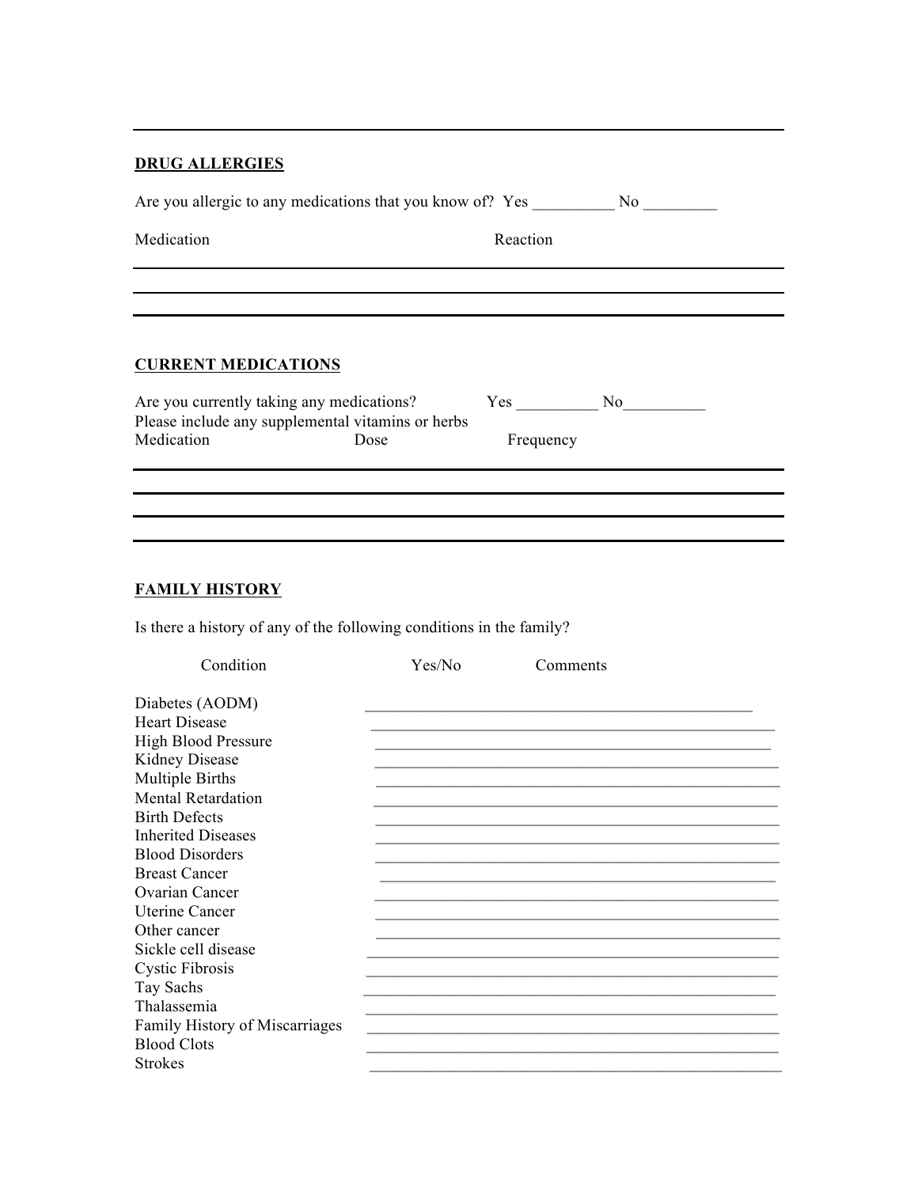## DRUG ALLERGIES

Are you allergic to any medications that you know of? Yes __________ No _________

| Medication | Reaction |
|---|---|
| | |
| | |
| | |

## CURRENT MEDICATIONS

Are you currently taking any medications? Yes __________ No__________

Please include any supplemental vitamins or herbs

| Medication | Dose | Frequency |
|---|---|---|
| | | |
| | | |
| | | |
| | | |

## FAMILY HISTORY

Is there a history of any of the following conditions in the family?

| Condition | Yes/No | Comments |
|---|---|---|
| Diabetes (AODM) | | |
| Heart Disease | | |
| High Blood Pressure | | |
| Kidney Disease | | |
| Multiple Births | | |
| Mental Retardation | | |
| Birth Defects | | |
| Inherited Diseases | | |
| Blood Disorders | | |
| Breast Cancer | | |
| Ovarian Cancer | | |
| Uterine Cancer | | |
| Other cancer | | |
| Sickle cell disease | | |
| Cystic Fibrosis | | |
| Tay Sachs | | |
| Thalassemia | | |
| Family History of Miscarriages | | |
| Blood Clots | | |
| Strokes | | |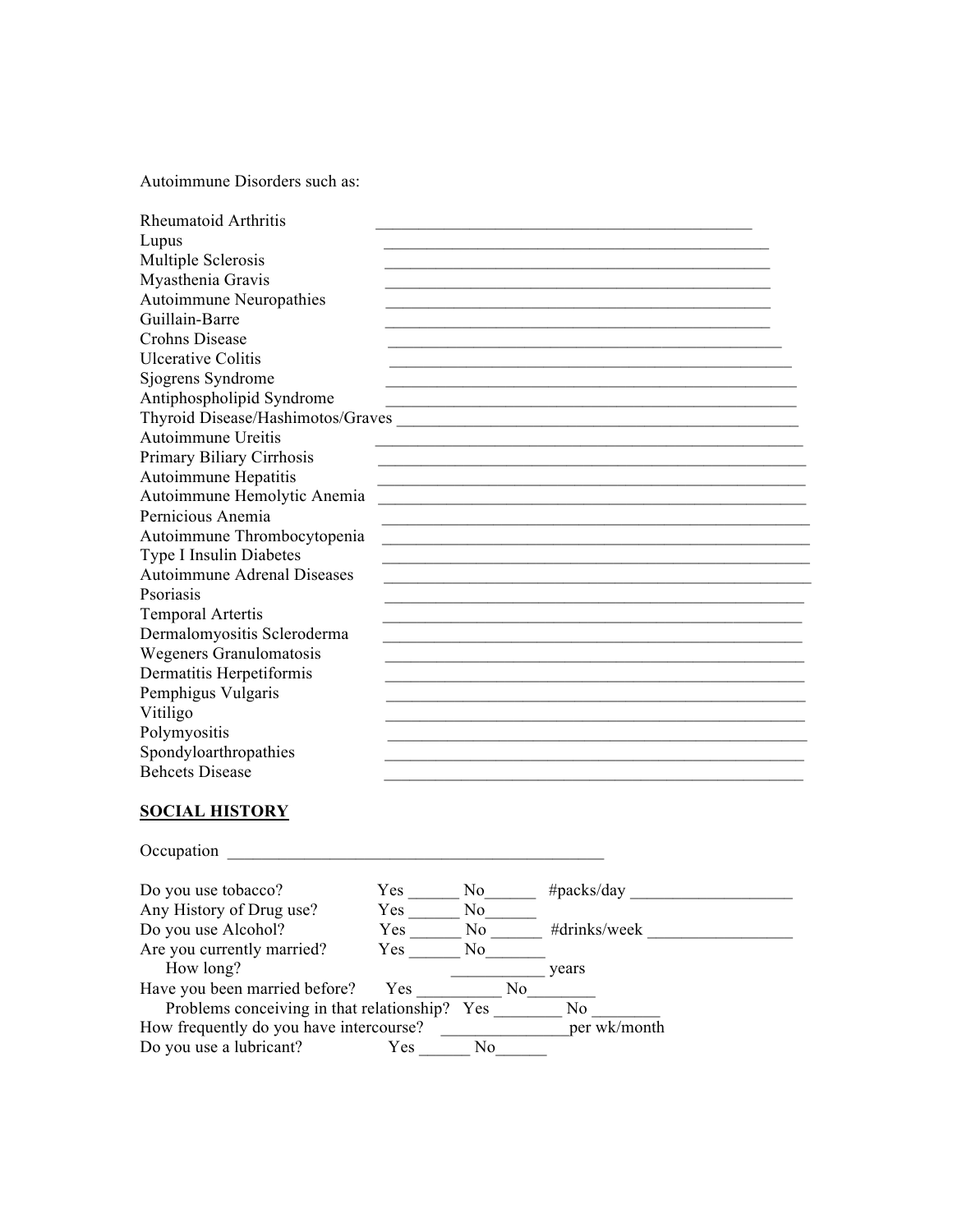Autoimmune Disorders such as:

Rheumatoid Arthritis ______________________________________________
Lupus ______________________________________________
Multiple Sclerosis ______________________________________________
Myasthenia Gravis ______________________________________________
Autoimmune Neuropathies ______________________________________________
Guillain-Barre ______________________________________________
Crohns Disease ______________________________________________
Ulcerative Colitis ______________________________________________
Sjogrens Syndrome ______________________________________________
Antiphospholipid Syndrome ______________________________________________
Thyroid Disease/Hashimotos/Graves ______________________________________________
Autoimmune Ureitis ______________________________________________
Primary Biliary Cirrhosis ______________________________________________
Autoimmune Hepatitis ______________________________________________
Autoimmune Hemolytic Anemia ______________________________________________
Pernicious Anemia ______________________________________________
Autoimmune Thrombocytopenia ______________________________________________
Type I Insulin Diabetes ______________________________________________
Autoimmune Adrenal Diseases ______________________________________________
Psoriasis ______________________________________________
Temporal Artertis ______________________________________________
Dermalomyositis Scleroderma ______________________________________________
Wegeners Granulomatosis ______________________________________________
Dermatitis Herpetiformis ______________________________________________
Pemphigus Vulgaris ______________________________________________
Vitiligo ______________________________________________
Polymyositis ______________________________________________
Spondyloarthropathies ______________________________________________
Behcets Disease ______________________________________________

## SOCIAL HISTORY

Occupation ____________________________________________

Do you use tobacco? Yes ______ No______ #packs/day ___________________
Any History of Drug use? Yes ______ No______
Do you use Alcohol? Yes ______ No ______ #drinks/week _________________
Are you currently married? Yes ______ No_______
How long? ___________ years
Have you been married before? Yes __________ No________
Problems conceiving in that relationship? Yes ________ No ________
How frequently do you have intercourse? _______________per wk/month
Do you use a lubricant? Yes ______ No______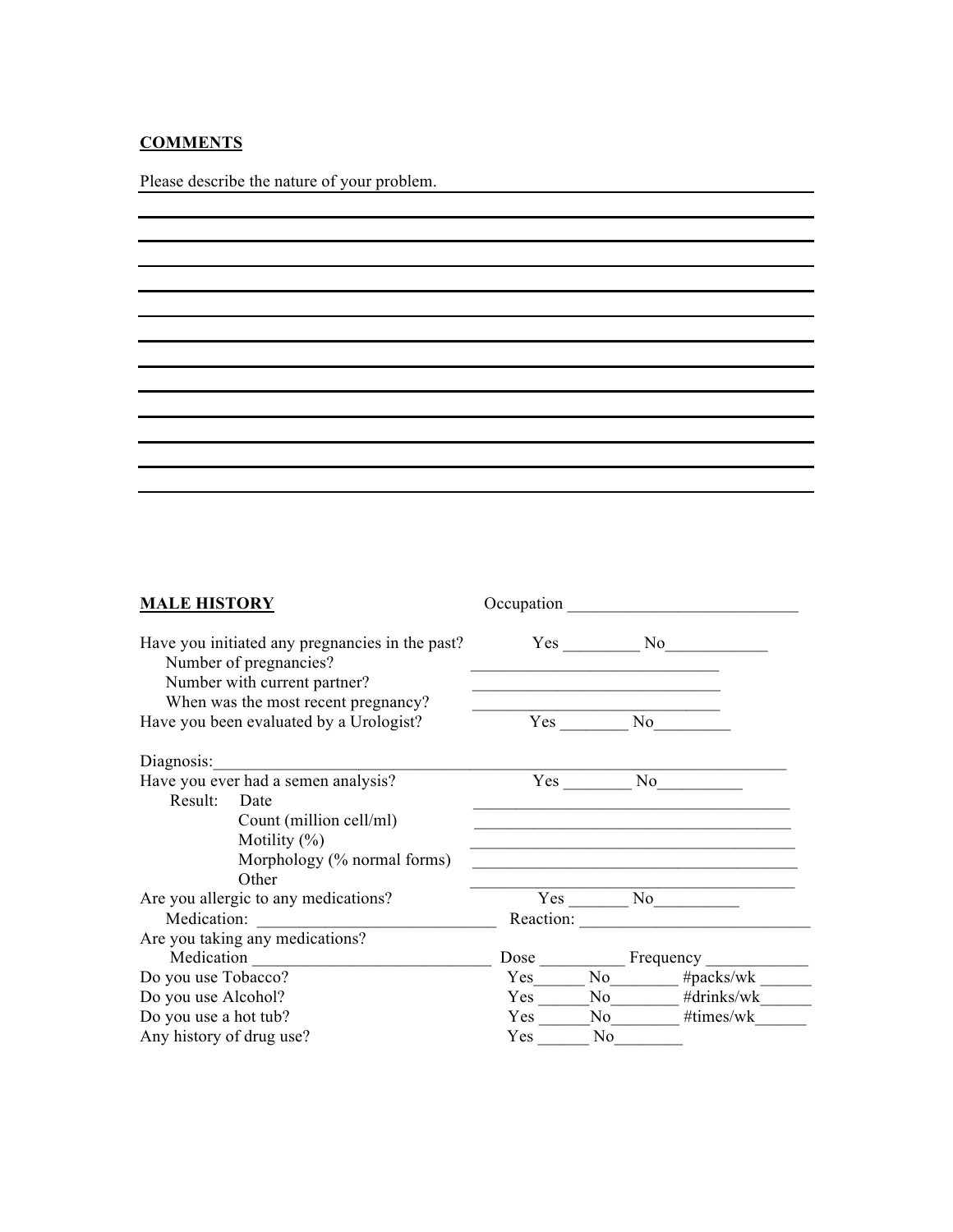**COMMENTS**

Please describe the nature of your problem. \_\_\_\_\_\_\_\_\_\_\_\_\_\_\_\_\_\_\_\_\_\_\_\_\_\_\_\_\_\_\_\_\_\_\_\_\_\_\_\_

\_\_\_\_\_\_\_\_\_\_\_\_\_\_\_\_\_\_\_\_\_\_\_\_\_\_\_\_\_\_\_\_\_\_\_\_\_\_\_\_\_\_\_\_\_\_\_\_\_\_\_\_\_\_\_\_\_\_\_\_\_\_\_\_\_\_\_\_\_\_\_\_\_\_\_\_\_\_

\_\_\_\_\_\_\_\_\_\_\_\_\_\_\_\_\_\_\_\_\_\_\_\_\_\_\_\_\_\_\_\_\_\_\_\_\_\_\_\_\_\_\_\_\_\_\_\_\_\_\_\_\_\_\_\_\_\_\_\_\_\_\_\_\_\_\_\_\_\_\_\_\_\_\_\_\_\_

\_\_\_\_\_\_\_\_\_\_\_\_\_\_\_\_\_\_\_\_\_\_\_\_\_\_\_\_\_\_\_\_\_\_\_\_\_\_\_\_\_\_\_\_\_\_\_\_\_\_\_\_\_\_\_\_\_\_\_\_\_\_\_\_\_\_\_\_\_\_\_\_\_\_\_\_\_\_

\_\_\_\_\_\_\_\_\_\_\_\_\_\_\_\_\_\_\_\_\_\_\_\_\_\_\_\_\_\_\_\_\_\_\_\_\_\_\_\_\_\_\_\_\_\_\_\_\_\_\_\_\_\_\_\_\_\_\_\_\_\_\_\_\_\_\_\_\_\_\_\_\_\_\_\_\_\_

\_\_\_\_\_\_\_\_\_\_\_\_\_\_\_\_\_\_\_\_\_\_\_\_\_\_\_\_\_\_\_\_\_\_\_\_\_\_\_\_\_\_\_\_\_\_\_\_\_\_\_\_\_\_\_\_\_\_\_\_\_\_\_\_\_\_\_\_\_\_\_\_\_\_\_\_\_\_

\_\_\_\_\_\_\_\_\_\_\_\_\_\_\_\_\_\_\_\_\_\_\_\_\_\_\_\_\_\_\_\_\_\_\_\_\_\_\_\_\_\_\_\_\_\_\_\_\_\_\_\_\_\_\_\_\_\_\_\_\_\_\_\_\_\_\_\_\_\_\_\_\_\_\_\_\_\_

\_\_\_\_\_\_\_\_\_\_\_\_\_\_\_\_\_\_\_\_\_\_\_\_\_\_\_\_\_\_\_\_\_\_\_\_\_\_\_\_\_\_\_\_\_\_\_\_\_\_\_\_\_\_\_\_\_\_\_\_\_\_\_\_\_\_\_\_\_\_\_\_\_\_\_\_\_\_

\_\_\_\_\_\_\_\_\_\_\_\_\_\_\_\_\_\_\_\_\_\_\_\_\_\_\_\_\_\_\_\_\_\_\_\_\_\_\_\_\_\_\_\_\_\_\_\_\_\_\_\_\_\_\_\_\_\_\_\_\_\_\_\_\_\_\_\_\_\_\_\_\_\_\_\_\_\_

\_\_\_\_\_\_\_\_\_\_\_\_\_\_\_\_\_\_\_\_\_\_\_\_\_\_\_\_\_\_\_\_\_\_\_\_\_\_\_\_\_\_\_\_\_\_\_\_\_\_\_\_\_\_\_\_\_\_\_\_\_\_\_\_\_\_\_\_\_\_\_\_\_\_\_\_\_\_

\_\_\_\_\_\_\_\_\_\_\_\_\_\_\_\_\_\_\_\_\_\_\_\_\_\_\_\_\_\_\_\_\_\_\_\_\_\_\_\_\_\_\_\_\_\_\_\_\_\_\_\_\_\_\_\_\_\_\_\_\_\_\_\_\_\_\_\_\_\_\_\_\_\_\_\_\_\_

\_\_\_\_\_\_\_\_\_\_\_\_\_\_\_\_\_\_\_\_\_\_\_\_\_\_\_\_\_\_\_\_\_\_\_\_\_\_\_\_\_\_\_\_\_\_\_\_\_\_\_\_\_\_\_\_\_\_\_\_\_\_\_\_\_\_\_\_\_\_\_\_\_\_\_\_\_\_

\_\_\_\_\_\_\_\_\_\_\_\_\_\_\_\_\_\_\_\_\_\_\_\_\_\_\_\_\_\_\_\_\_\_\_\_\_\_\_\_\_\_\_\_\_\_\_\_\_\_\_\_\_\_\_\_\_\_\_\_\_\_\_\_\_\_\_\_\_\_\_\_\_\_\_\_\_\_

**MALE HISTORY** Occupation \_\_\_\_\_\_\_\_\_\_\_\_\_\_\_\_\_\_\_\_\_\_\_\_\_\_\_

Have you initiated any pregnancies in the past? Yes \_\_\_\_\_\_\_\_\_ No\_\_\_\_\_\_\_\_\_\_\_\_

- Number of pregnancies? \_\_\_\_\_\_\_\_\_\_\_\_\_\_\_\_\_\_\_\_\_\_\_\_\_\_\_\_\_
- Number with current partner? \_\_\_\_\_\_\_\_\_\_\_\_\_\_\_\_\_\_\_\_\_\_\_\_\_\_\_\_\_
- When was the most recent pregnancy? \_\_\_\_\_\_\_\_\_\_\_\_\_\_\_\_\_\_\_\_\_\_\_\_\_\_\_\_\_

Have you been evaluated by a Urologist? Yes \_\_\_\_\_\_\_\_ No\_\_\_\_\_\_\_\_\_

Diagnosis:\_\_\_\_\_\_\_\_\_\_\_\_\_\_\_\_\_\_\_\_\_\_\_\_\_\_\_\_\_\_\_\_\_\_\_\_\_\_\_\_\_\_\_\_\_\_\_\_\_\_\_\_\_\_\_\_\_\_\_\_\_\_\_\_\_\_\_\_

Have you ever had a semen analysis? Yes \_\_\_\_\_\_\_\_ No\_\_\_\_\_\_\_\_\_\_

Result:
- Date \_\_\_\_\_\_\_\_\_\_\_\_\_\_\_\_\_\_\_\_\_\_\_\_\_\_\_\_\_\_\_\_\_\_\_\_\_\_
- Count (million cell/ml) \_\_\_\_\_\_\_\_\_\_\_\_\_\_\_\_\_\_\_\_\_\_\_\_\_\_\_\_\_\_\_\_\_\_\_\_\_\_
- Motility (%) \_\_\_\_\_\_\_\_\_\_\_\_\_\_\_\_\_\_\_\_\_\_\_\_\_\_\_\_\_\_\_\_\_\_\_\_\_\_
- Morphology (% normal forms) \_\_\_\_\_\_\_\_\_\_\_\_\_\_\_\_\_\_\_\_\_\_\_\_\_\_\_\_\_\_\_\_\_\_\_\_\_\_
- Other \_\_\_\_\_\_\_\_\_\_\_\_\_\_\_\_\_\_\_\_\_\_\_\_\_\_\_\_\_\_\_\_\_\_\_\_\_\_

Are you allergic to any medications? Yes \_\_\_\_\_\_\_ No\_\_\_\_\_\_\_\_\_\_

Medication: \_\_\_\_\_\_\_\_\_\_\_\_\_\_\_\_\_\_\_\_\_\_\_\_\_\_\_\_ Reaction: \_\_\_\_\_\_\_\_\_\_\_\_\_\_\_\_\_\_\_\_\_\_\_\_\_\_\_\_

Are you taking any medications?

Medication \_\_\_\_\_\_\_\_\_\_\_\_\_\_\_\_\_\_\_\_\_\_\_\_\_\_\_\_\_ Dose \_\_\_\_\_\_\_\_\_\_ Frequency \_\_\_\_\_\_\_\_\_\_\_\_

Do you use Tobacco? Yes\_\_\_\_\_\_ No\_\_\_\_\_\_\_\_ #packs/wk \_\_\_\_\_\_

Do you use Alcohol? Yes \_\_\_\_\_\_No\_\_\_\_\_\_\_\_ #drinks/wk\_\_\_\_\_\_

Do you use a hot tub? Yes \_\_\_\_\_\_No\_\_\_\_\_\_\_\_ #times/wk\_\_\_\_\_\_

Any history of drug use? Yes \_\_\_\_\_\_ No\_\_\_\_\_\_\_\_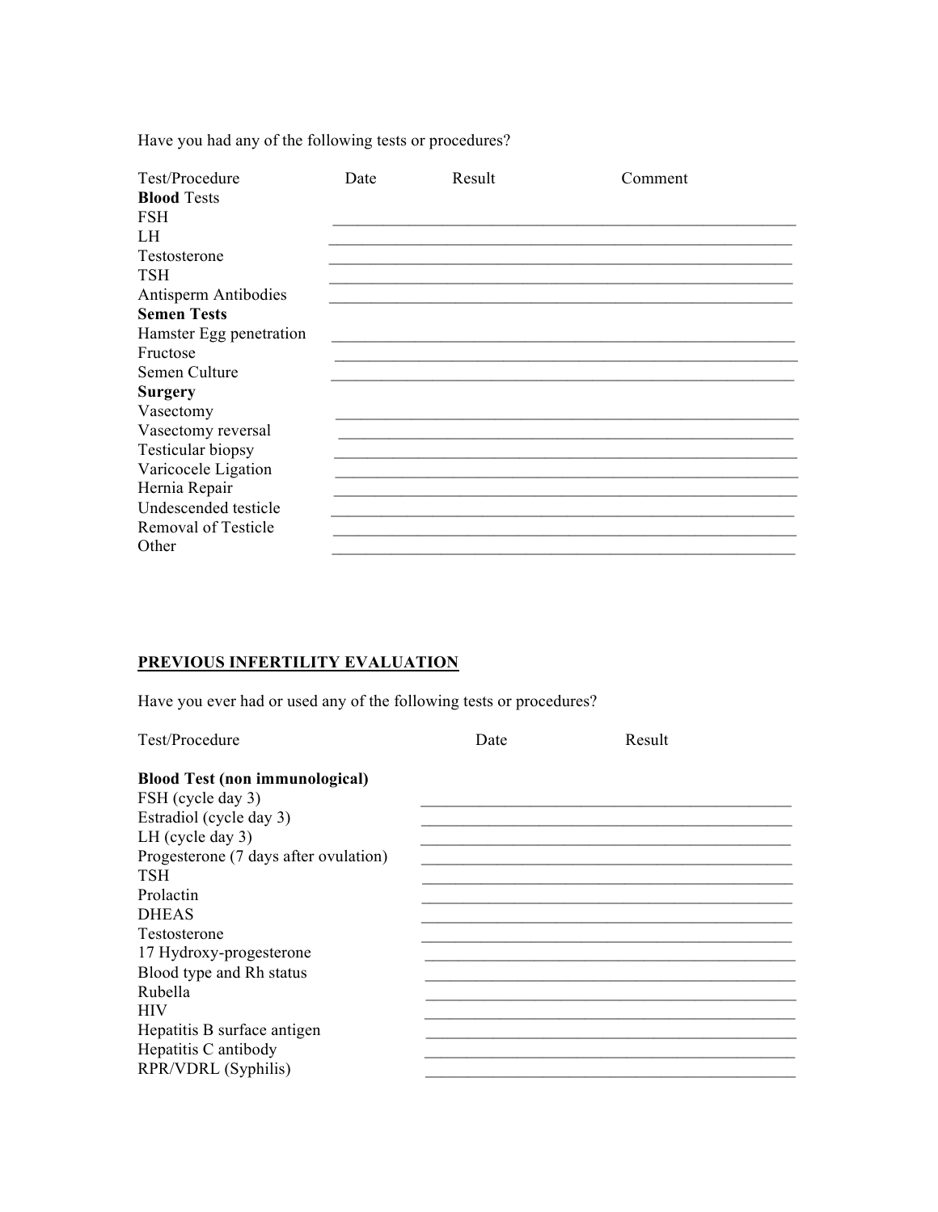Have you had any of the following tests or procedures?

| Test/Procedure | Date | Result | Comment |
| --- | --- | --- | --- |
| **Blood** Tests | | | |
| FSH | | | |
| LH | | | |
| Testosterone | | | |
| TSH | | | |
| Antisperm Antibodies | | | |
| **Semen Tests** | | | |
| Hamster Egg penetration | | | |
| Fructose | | | |
| Semen Culture | | | |
| **Surgery** | | | |
| Vasectomy | | | |
| Vasectomy reversal | | | |
| Testicular biopsy | | | |
| Varicocele Ligation | | | |
| Hernia Repair | | | |
| Undescended testicle | | | |
| Removal of Testicle | | | |
| Other | | | |

## PREVIOUS INFERTILITY EVALUATION

Have you ever had or used any of the following tests or procedures?

| Test/Procedure | Date | Result |
| --- | --- | --- |
| **Blood Test (non immunological)** | | |
| FSH (cycle day 3) | | |
| Estradiol (cycle day 3) | | |
| LH (cycle day 3) | | |
| Progesterone (7 days after ovulation) | | |
| TSH | | |
| Prolactin | | |
| DHEAS | | |
| Testosterone | | |
| 17 Hydroxy-progesterone | | |
| Blood type and Rh status | | |
| Rubella | | |
| HIV | | |
| Hepatitis B surface antigen | | |
| Hepatitis C antibody | | |
| RPR/VDRL (Syphilis) | | |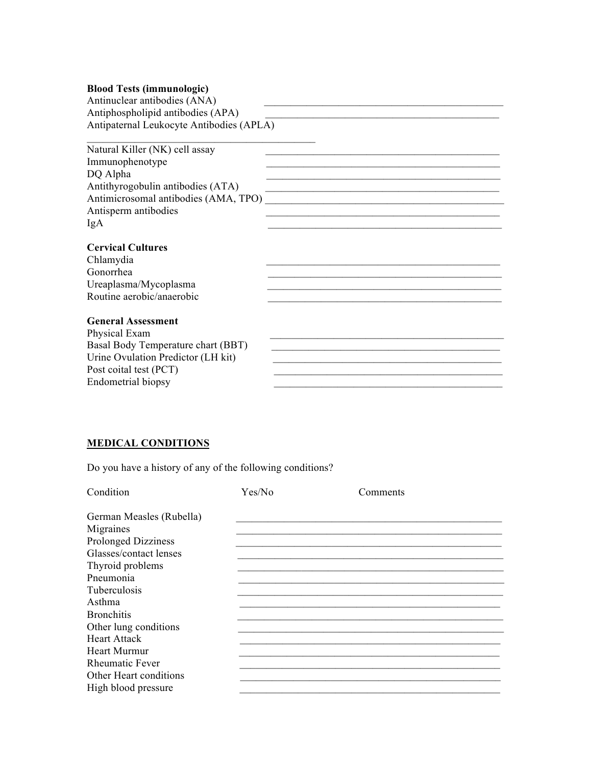**Blood Tests (immunologic)**

Antinuclear antibodies (ANA) _______________________________________________

Antiphospholipid antibodies (APA) _______________________________________________

Antipaternal Leukocyte Antibodies (APLA) _______________________________________________

Natural Killer (NK) cell assay _______________________________________________

Immunophenotype _______________________________________________

DQ Alpha _______________________________________________

Antithyrogobulin antibodies (ATA) _______________________________________________

Antimicrosomal antibodies (AMA, TPO) _______________________________________________

Antisperm antibodies _______________________________________________

IgA _______________________________________________

**Cervical Cultures**

Chlamydia _______________________________________________

Gonorrhea _______________________________________________

Ureaplasma/Mycoplasma _______________________________________________

Routine aerobic/anaerobic _______________________________________________

**General Assessment**

Physical Exam _______________________________________________

Basal Body Temperature chart (BBT) _______________________________________________

Urine Ovulation Predictor (LH kit) _______________________________________________

Post coital test (PCT) _______________________________________________

Endometrial biopsy _______________________________________________

**MEDICAL CONDITIONS**

Do you have a history of any of the following conditions?

| Condition | Yes/No | Comments |
|---|---|---|
| German Measles (Rubella) | | |
| Migraines | | |
| Prolonged Dizziness | | |
| Glasses/contact lenses | | |
| Thyroid problems | | |
| Pneumonia | | |
| Tuberculosis | | |
| Asthma | | |
| Bronchitis | | |
| Other lung conditions | | |
| Heart Attack | | |
| Heart Murmur | | |
| Rheumatic Fever | | |
| Other Heart conditions | | |
| High blood pressure | | |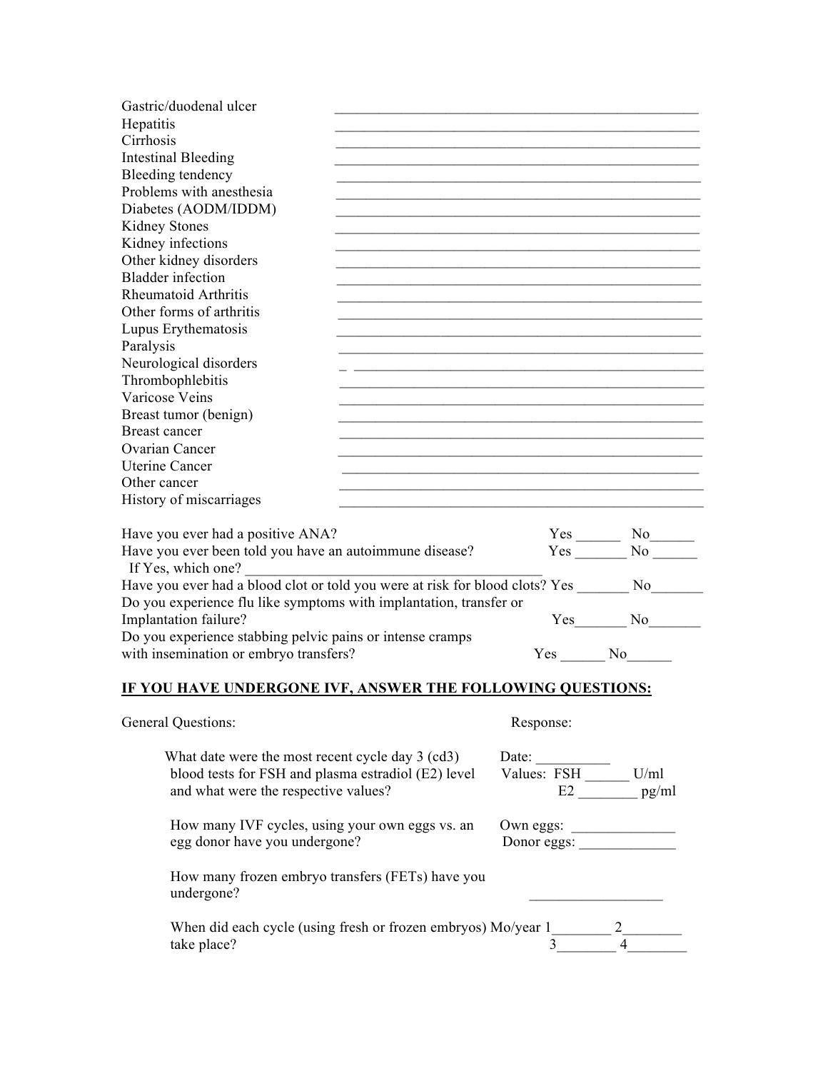Gastric/duodenal ulcer ____________________________________________________
Hepatitis ____________________________________________________
Cirrhosis ____________________________________________________
Intestinal Bleeding ____________________________________________________
Bleeding tendency ____________________________________________________
Problems with anesthesia ____________________________________________________
Diabetes (AODM/IDDM) ____________________________________________________
Kidney Stones ____________________________________________________
Kidney infections ____________________________________________________
Other kidney disorders ____________________________________________________
Bladder infection ____________________________________________________
Rheumatoid Arthritis ____________________________________________________
Other forms of arthritis ____________________________________________________
Lupus Erythematosis ____________________________________________________
Paralysis ____________________________________________________
Neurological disorders _ ____________________________________________________
Thrombophlebitis ____________________________________________________
Varicose Veins ____________________________________________________
Breast tumor (benign) ____________________________________________________
Breast cancer ____________________________________________________
Ovarian Cancer ____________________________________________________
Uterine Cancer ____________________________________________________
Other cancer ____________________________________________________
History of miscarriages ____________________________________________________

Have you ever had a positive ANA? Yes ______ No______
Have you ever been told you have an autoimmune disease? Yes _______ No ______
If Yes, which one? ___________________________________________
Have you ever had a blood clot or told you were at risk for blood clots? Yes _______ No_______
Do you experience flu like symptoms with implantation, transfer or Implantation failure? Yes_______ No_______
Do you experience stabbing pelvic pains or intense cramps with insemination or embryo transfers? Yes ______ No______

**<u>IF YOU HAVE UNDERGONE IVF, ANSWER THE FOLLOWING QUESTIONS:</u>**

| General Questions: | Response: |
|---|---|
| What date were the most recent cycle day 3 (cd3) blood tests for FSH and plasma estradiol (E2) level and what were the respective values? | Date: __________<br>Values: FSH ______ U/ml<br>E2 ________ pg/ml |
| How many IVF cycles, using your own eggs vs. an egg donor have you undergone? | Own eggs: ______________<br>Donor eggs: _____________ |
| How many frozen embryo transfers (FETs) have you undergone? | __________________ |
| When did each cycle (using fresh or frozen embryos) take place? | Mo/year 1________ 2________<br>3________ 4________ |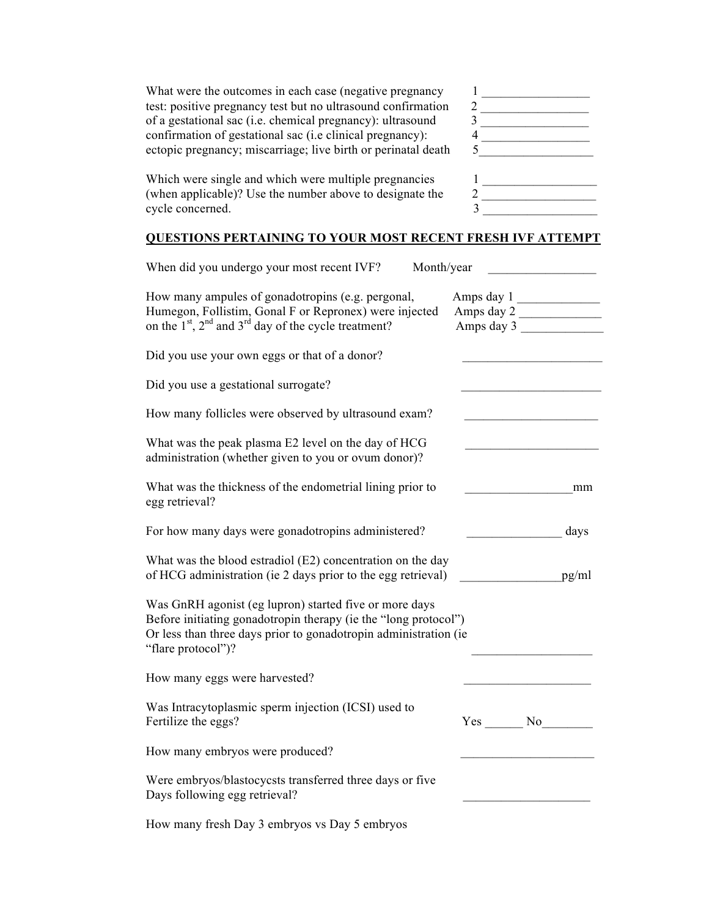What were the outcomes in each case (negative pregnancy test: positive pregnancy test but no ultrasound confirmation of a gestational sac (i.e. chemical pregnancy): ultrasound confirmation of gestational sac (i.e clinical pregnancy): ectopic pregnancy; miscarriage; live birth or perinatal death

1 _________________
2 _________________
3 _________________
4 _________________
5 _________________

Which were single and which were multiple pregnancies (when applicable)? Use the number above to designate the cycle concerned.

1 __________________
2 __________________
3 __________________

## QUESTIONS PERTAINING TO YOUR MOST RECENT FRESH IVF ATTEMPT

When did you undergo your most recent IVF? Month/year _________________

How many ampules of gonadotropins (e.g. pergonal, Humegon, Follistim, Gonal F or Repronex) were injected on the 1st, 2nd and 3rd day of the cycle treatment?

Amps day 1 _____________
Amps day 2 _____________
Amps day 3 _____________

Did you use your own eggs or that of a donor? ______________________

Did you use a gestational surrogate? ______________________

How many follicles were observed by ultrasound exam? _____________________

What was the peak plasma E2 level on the day of HCG administration (whether given to you or ovum donor)? _____________________

What was the thickness of the endometrial lining prior to egg retrieval? _________________mm

For how many days were gonadotropins administered? _______________ days

What was the blood estradiol (E2) concentration on the day of HCG administration (ie 2 days prior to the egg retrieval) ________________pg/ml

Was GnRH agonist (eg lupron) started five or more days Before initiating gonadotropin therapy (ie the "long protocol") Or less than three days prior to gonadotropin administration (ie "flare protocol")? ___________________

How many eggs were harvested? ____________________

Was Intracytoplasmic sperm injection (ICSI) used to Fertilize the eggs? Yes ______ No________

How many embryos were produced? _____________________

Were embryos/blastocycsts transferred three days or five Days following egg retrieval? ____________________

How many fresh Day 3 embryos vs Day 5 embryos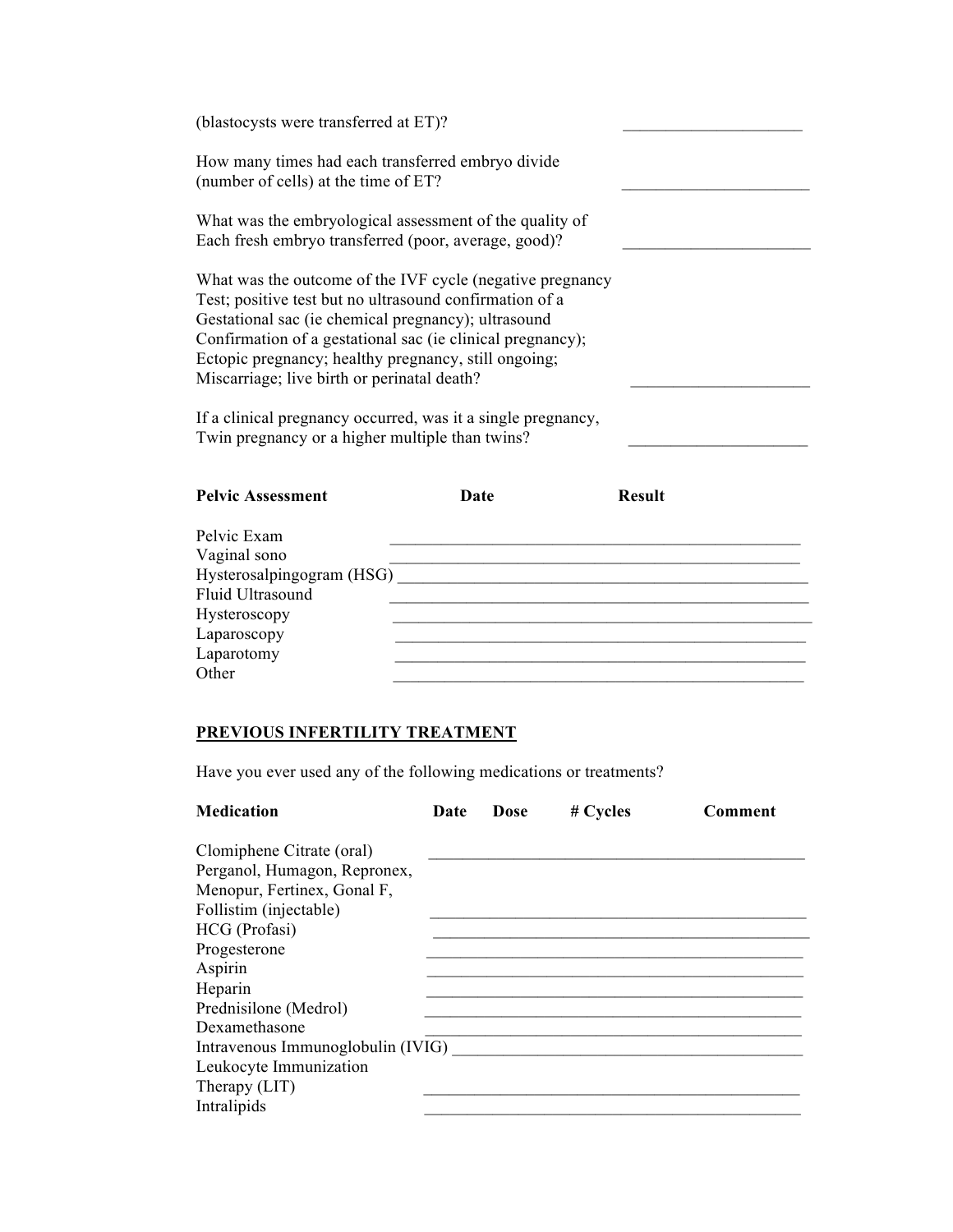(blastocysts were transferred at ET)? _____________________

How many times had each transferred embryo divide (number of cells) at the time of ET? _____________________

What was the embryological assessment of the quality of Each fresh embryo transferred (poor, average, good)? _____________________

What was the outcome of the IVF cycle (negative pregnancy Test; positive test but no ultrasound confirmation of a Gestational sac (ie chemical pregnancy); ultrasound Confirmation of a gestational sac (ie clinical pregnancy); Ectopic pregnancy; healthy pregnancy, still ongoing; Miscarriage; live birth or perinatal death? _____________________

If a clinical pregnancy occurred, was it a single pregnancy, Twin pregnancy or a higher multiple than twins? _____________________

| Pelvic Assessment | Date | Result |
| --- | --- | --- |
| Pelvic Exam | | |
| Vaginal sono | | |
| Hysterosalpingogram (HSG) | | |
| Fluid Ultrasound | | |
| Hysteroscopy | | |
| Laparoscopy | | |
| Laparotomy | | |
| Other | | |

**PREVIOUS INFERTILITY TREATMENT**

Have you ever used any of the following medications or treatments?

| Medication | Date | Dose | # Cycles | Comment |
| --- | --- | --- | --- | --- |
| Clomiphene Citrate (oral) | | | | |
| Perganol, Humagon, Repronex, Menopur, Fertinex, Gonal F, Follistim (injectable) | | | | |
| HCG (Profasi) | | | | |
| Progesterone | | | | |
| Aspirin | | | | |
| Heparin | | | | |
| Prednisilone (Medrol) | | | | |
| Dexamethasone | | | | |
| Intravenous Immunoglobulin (IVIG) | | | | |
| Leukocyte Immunization Therapy (LIT) | | | | |
| Intralipids | | | | |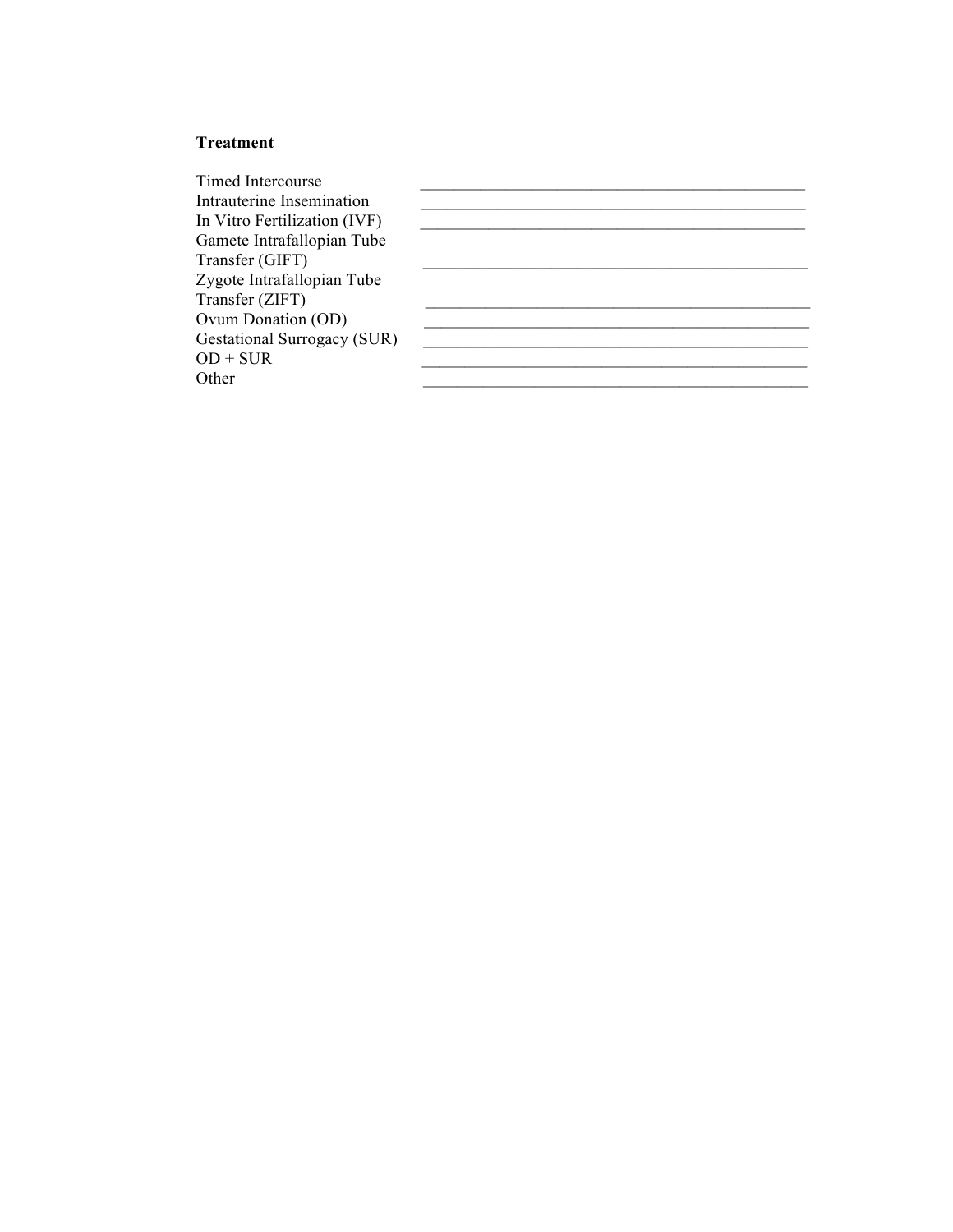**Treatment**

Timed Intercourse ______________________________________________

Intrauterine Insemination ______________________________________________

In Vitro Fertilization (IVF) ______________________________________________

Gamete Intrafallopian Tube Transfer (GIFT) ______________________________________________

Zygote Intrafallopian Tube Transfer (ZIFT) ______________________________________________

Ovum Donation (OD) ______________________________________________

Gestational Surrogacy (SUR) ______________________________________________

OD + SUR ______________________________________________

Other ______________________________________________